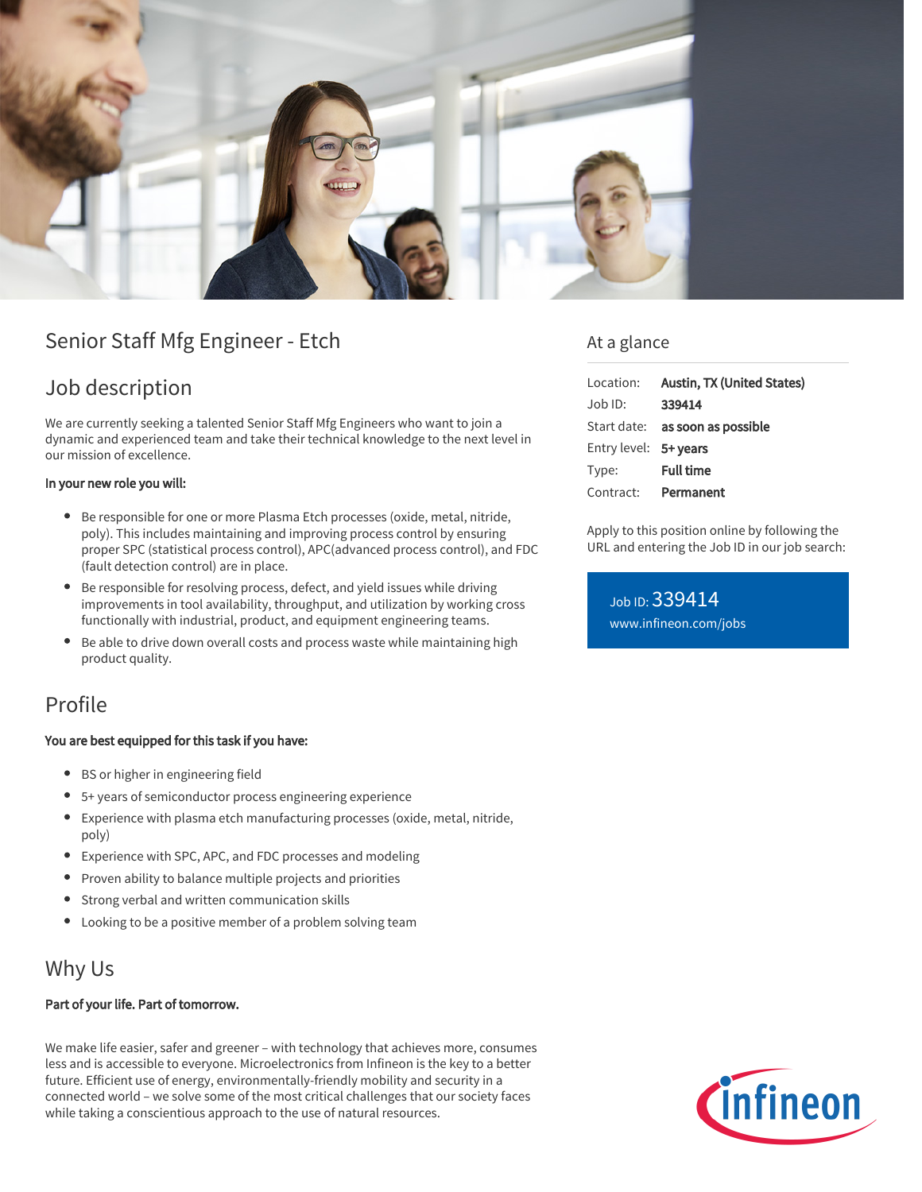# Senior Staff Mfg Engineer - Etch

## Job description

We are currently seeking a talented Senior Staff Mfg Engineers who want to join a dynamic and experienced team and take their technical knowledge to the next level in our mission of excellence.

**In your new role you will:**

- Be responsible for one or more Plasma Etch processes (oxide, metal, nitride, poly). This includes maintaining and improving process control by ensuring proper SPC (statistical process control), APC(advanced process control), and FDC (fault detection control) are in place.
- Be responsible for resolving process, defect, and yield issues while driving improvements in tool availability, throughput, and utilization by working cross functionally with industrial, product, and equipment engineering teams.
- Be able to drive down overall costs and process waste while maintaining high product quality.

## Profile

**You are best equipped for this task if you have:**

- BS or higher in engineering field
- 5+ years of semiconductor process engineering experience
- Experience with plasma etch manufacturing processes (oxide, metal, nitride, poly)
- Experience with SPC, APC, and FDC processes and modeling
- Proven ability to balance multiple projects and priorities
- Strong verbal and written communication skills
- Looking to be a positive member of a problem solving team

## Why Us

**Part of your life. Part of tomorrow.**

We make life easier, safer and greener – with technology that achieves more, consumes less and is accessible to everyone. Microelectronics from Infineon is the key to a better future. Efficient use of energy, environmentally-friendly mobility and security in a connected world – we solve some of the most critical challenges that our society faces while taking a conscientious approach to the use of natural resources.

## At a glance

| | |
|---|---|
| Location: | **Austin, TX (United States)** |
| Job ID: | **339414** |
| Start date: | **as soon as possible** |
| Entry level: | **5+ years** |
| Type: | **Full time** |
| Contract: | **Permanent** |

Apply to this position online by following the URL and entering the Job ID in our job search:

Job ID: 339414
www.infineon.com/jobs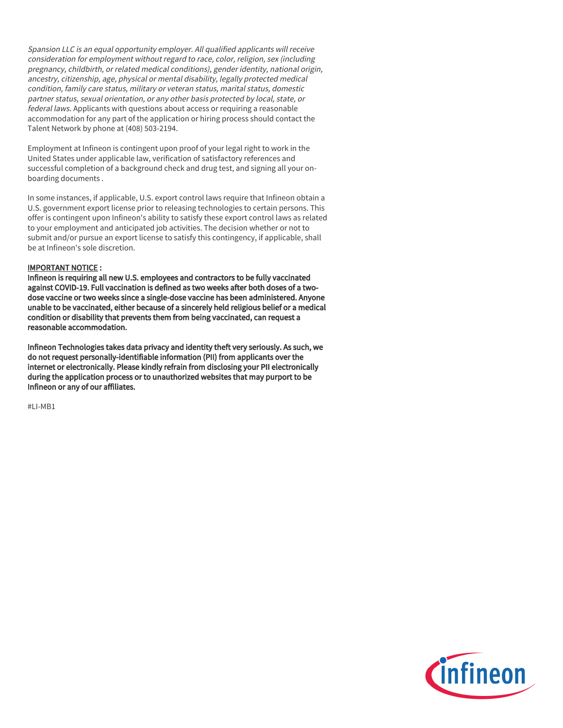*Spansion LLC is an equal opportunity employer. All qualified applicants will receive consideration for employment without regard to race, color, religion, sex (including pregnancy, childbirth, or related medical conditions), gender identity, national origin, ancestry, citizenship, age, physical or mental disability, legally protected medical condition, family care status, military or veteran status, marital status, domestic partner status, sexual orientation, or any other basis protected by local, state, or federal laws.* Applicants with questions about access or requiring a reasonable accommodation for any part of the application or hiring process should contact the Talent Network by phone at (408) 503-2194.

Employment at Infineon is contingent upon proof of your legal right to work in the United States under applicable law, verification of satisfactory references and successful completion of a background check and drug test, and signing all your on-boarding documents .

In some instances, if applicable, U.S. export control laws require that Infineon obtain a U.S. government export license prior to releasing technologies to certain persons. This offer is contingent upon Infineon's ability to satisfy these export control laws as related to your employment and anticipated job activities. The decision whether or not to submit and/or pursue an export license to satisfy this contingency, if applicable, shall be at Infineon's sole discretion.

**IMPORTANT NOTICE :**
**Infineon is requiring all new U.S. employees and contractors to be fully vaccinated against COVID-19. Full vaccination is defined as two weeks after both doses of a two-dose vaccine or two weeks since a single-dose vaccine has been administered. Anyone unable to be vaccinated, either because of a sincerely held religious belief or a medical condition or disability that prevents them from being vaccinated, can request a reasonable accommodation.**

**Infineon Technologies takes data privacy and identity theft very seriously. As such, we do not request personally-identifiable information (PII) from applicants over the internet or electronically. Please kindly refrain from disclosing your PII electronically during the application process or to unauthorized websites that may purport to be Infineon or any of our affiliates.**

#LI-MB1

Infineon